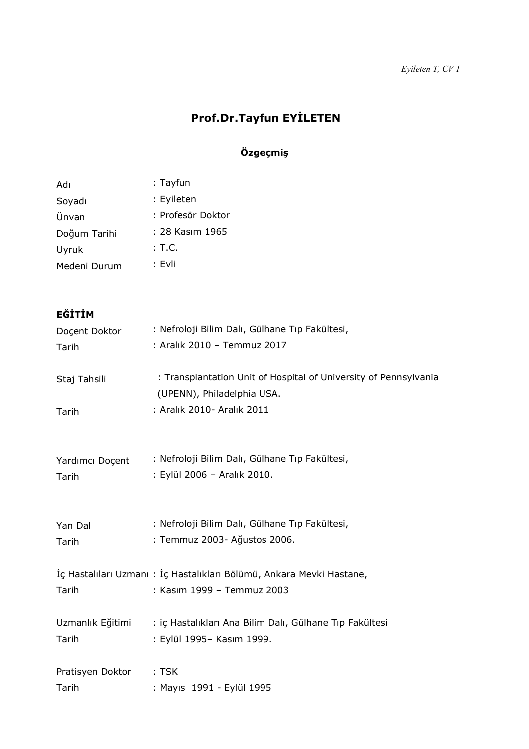# Prof.Dr.Tayfun EYİLETEN

## Özgeçmiş

| | |
|---|---|
| Adı | : Tayfun |
| Soyadı | : Eyileten |
| Ünvan | : Profesör Doktor |
| Doğum Tarihi | : 28 Kasım 1965 |
| Uyruk | : T.C. |
| Medeni Durum | : Evli |

**EĞİTİM**

| | |
|---|---|
| Doçent Doktor | : Nefroloji Bilim Dalı, Gülhane Tıp Fakültesi, |
| Tarih | : Aralık 2010 – Temmuz 2017 |
| | |
| Staj Tahsili | : Transplantation Unit of Hospital of University of Pennsylvania (UPENN), Philadelphia USA. |
| Tarih | : Aralık 2010- Aralık 2011 |
| | |
| Yardımcı Doçent | : Nefroloji Bilim Dalı, Gülhane Tıp Fakültesi, |
| Tarih | : Eylül 2006 – Aralık 2010. |
| | |
| Yan Dal | : Nefroloji Bilim Dalı, Gülhane Tıp Fakültesi, |
| Tarih | : Temmuz 2003- Ağustos 2006. |
| | |
| İç Hastalıları Uzmanı | : İç Hastalıkları Bölümü, Ankara Mevki Hastane, |
| Tarih | : Kasım 1999 – Temmuz 2003 |
| | |
| Uzmanlık Eğitimi | : iç Hastalıkları Ana Bilim Dalı, Gülhane Tıp Fakültesi |
| Tarih | : Eylül 1995– Kasım 1999. |
| | |
| Pratisyen Doktor | : TSK |
| Tarih | : Mayıs 1991 - Eylül 1995 |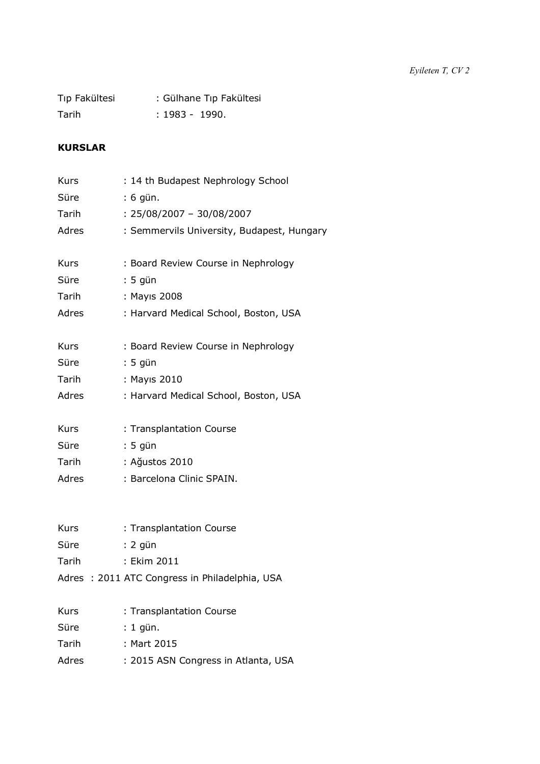Tıp Fakültesi : Gülhane Tıp Fakültesi
Tarih : 1983 - 1990.

**KURSLAR**

Kurs : 14 th Budapest Nephrology School
Süre : 6 gün.
Tarih : 25/08/2007 – 30/08/2007
Adres : Semmervils University, Budapest, Hungary

Kurs : Board Review Course in Nephrology
Süre : 5 gün
Tarih : Mayıs 2008
Adres : Harvard Medical School, Boston, USA

Kurs : Board Review Course in Nephrology
Süre : 5 gün
Tarih : Mayıs 2010
Adres : Harvard Medical School, Boston, USA

Kurs : Transplantation Course
Süre : 5 gün
Tarih : Ağustos 2010
Adres : Barcelona Clinic SPAIN.

Kurs : Transplantation Course
Süre : 2 gün
Tarih : Ekim 2011
Adres : 2011 ATC Congress in Philadelphia, USA

Kurs : Transplantation Course
Süre : 1 gün.
Tarih : Mart 2015
Adres : 2015 ASN Congress in Atlanta, USA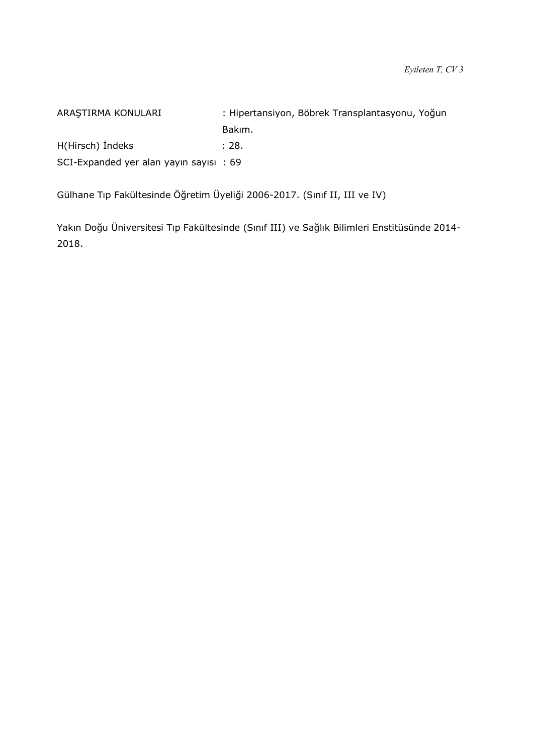ARAŞTIRMA KONULARI : Hipertansiyon, Böbrek Transplantasyonu, Yoğun Bakım.

H(Hirsch) İndeks : 28.

SCI-Expanded yer alan yayın sayısı : 69

Gülhane Tıp Fakültesinde Öğretim Üyeliği 2006-2017. (Sınıf II, III ve IV)

Yakın Doğu Üniversitesi Tıp Fakültesinde (Sınıf III) ve Sağlık Bilimleri Enstitüsünde 2014-2018.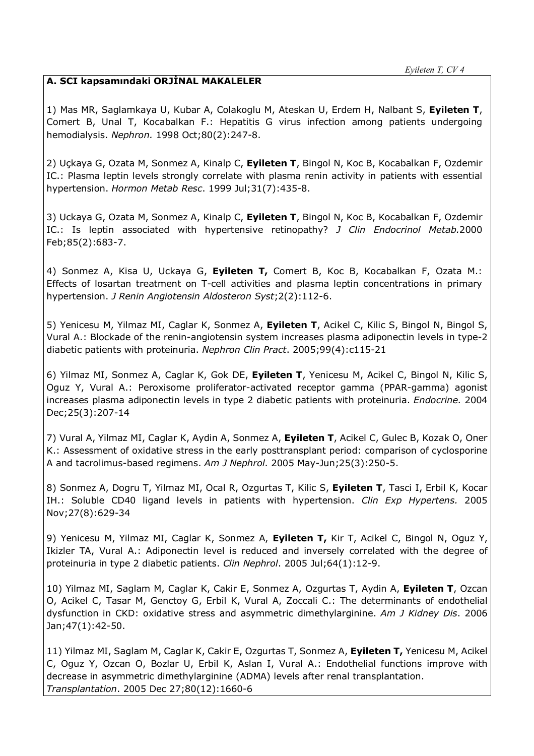### A. SCI kapsamındaki ORJİNAL MAKALELER

1) Mas MR, Saglamkaya U, Kubar A, Colakoglu M, Ateskan U, Erdem H, Nalbant S, **Eyileten T**, Comert B, Unal T, Kocabalkan F.: Hepatitis G virus infection among patients undergoing hemodialysis. *Nephron.* 1998 Oct;80(2):247-8.

2) Uçkaya G, Ozata M, Sonmez A, Kinalp C, **Eyileten T**, Bingol N, Koc B, Kocabalkan F, Ozdemir IC.: Plasma leptin levels strongly correlate with plasma renin activity in patients with essential hypertension. *Hormon Metab Resc*. 1999 Jul;31(7):435-8.

3) Uckaya G, Ozata M, Sonmez A, Kinalp C, **Eyileten T**, Bingol N, Koc B, Kocabalkan F, Ozdemir IC.: Is leptin associated with hypertensive retinopathy? *J Clin Endocrinol Metab.*2000 Feb;85(2):683-7.

4) Sonmez A, Kisa U, Uckaya G, **Eyileten T,** Comert B, Koc B, Kocabalkan F, Ozata M.: Effects of losartan treatment on T-cell activities and plasma leptin concentrations in primary hypertension. *J Renin Angiotensin Aldosteron Syst*;2(2):112-6.

5) Yenicesu M, Yilmaz MI, Caglar K, Sonmez A, **Eyileten T**, Acikel C, Kilic S, Bingol N, Bingol S, Vural A.: Blockade of the renin-angiotensin system increases plasma adiponectin levels in type-2 diabetic patients with proteinuria. *Nephron Clin Pract*. 2005;99(4):c115-21

6) Yilmaz MI, Sonmez A, Caglar K, Gok DE, **Eyileten T**, Yenicesu M, Acikel C, Bingol N, Kilic S, Oguz Y, Vural A.: Peroxisome proliferator-activated receptor gamma (PPAR-gamma) agonist increases plasma adiponectin levels in type 2 diabetic patients with proteinuria. *Endocrine.* 2004 Dec;25(3):207-14

7) Vural A, Yilmaz MI, Caglar K, Aydin A, Sonmez A, **Eyileten T**, Acikel C, Gulec B, Kozak O, Oner K.: Assessment of oxidative stress in the early posttransplant period: comparison of cyclosporine A and tacrolimus-based regimens. *Am J Nephrol*. 2005 May-Jun;25(3):250-5.

8) Sonmez A, Dogru T, Yilmaz MI, Ocal R, Ozgurtas T, Kilic S, **Eyileten T**, Tasci I, Erbil K, Kocar IH.: Soluble CD40 ligand levels in patients with hypertension. *Clin Exp Hypertens.* 2005 Nov;27(8):629-34

9) Yenicesu M, Yilmaz MI, Caglar K, Sonmez A, **Eyileten T,** Kir T, Acikel C, Bingol N, Oguz Y, Ikizler TA, Vural A.: Adiponectin level is reduced and inversely correlated with the degree of proteinuria in type 2 diabetic patients. *Clin Nephrol*. 2005 Jul;64(1):12-9.

10) Yilmaz MI, Saglam M, Caglar K, Cakir E, Sonmez A, Ozgurtas T, Aydin A, **Eyileten T**, Ozcan O, Acikel C, Tasar M, Genctoy G, Erbil K, Vural A, Zoccali C.: The determinants of endothelial dysfunction in CKD: oxidative stress and asymmetric dimethylarginine. *Am J Kidney Dis*. 2006 Jan;47(1):42-50.

11) Yilmaz MI, Saglam M, Caglar K, Cakir E, Ozgurtas T, Sonmez A, **Eyileten T,** Yenicesu M, Acikel C, Oguz Y, Ozcan O, Bozlar U, Erbil K, Aslan I, Vural A.: Endothelial functions improve with decrease in asymmetric dimethylarginine (ADMA) levels after renal transplantation. *Transplantation*. 2005 Dec 27;80(12):1660-6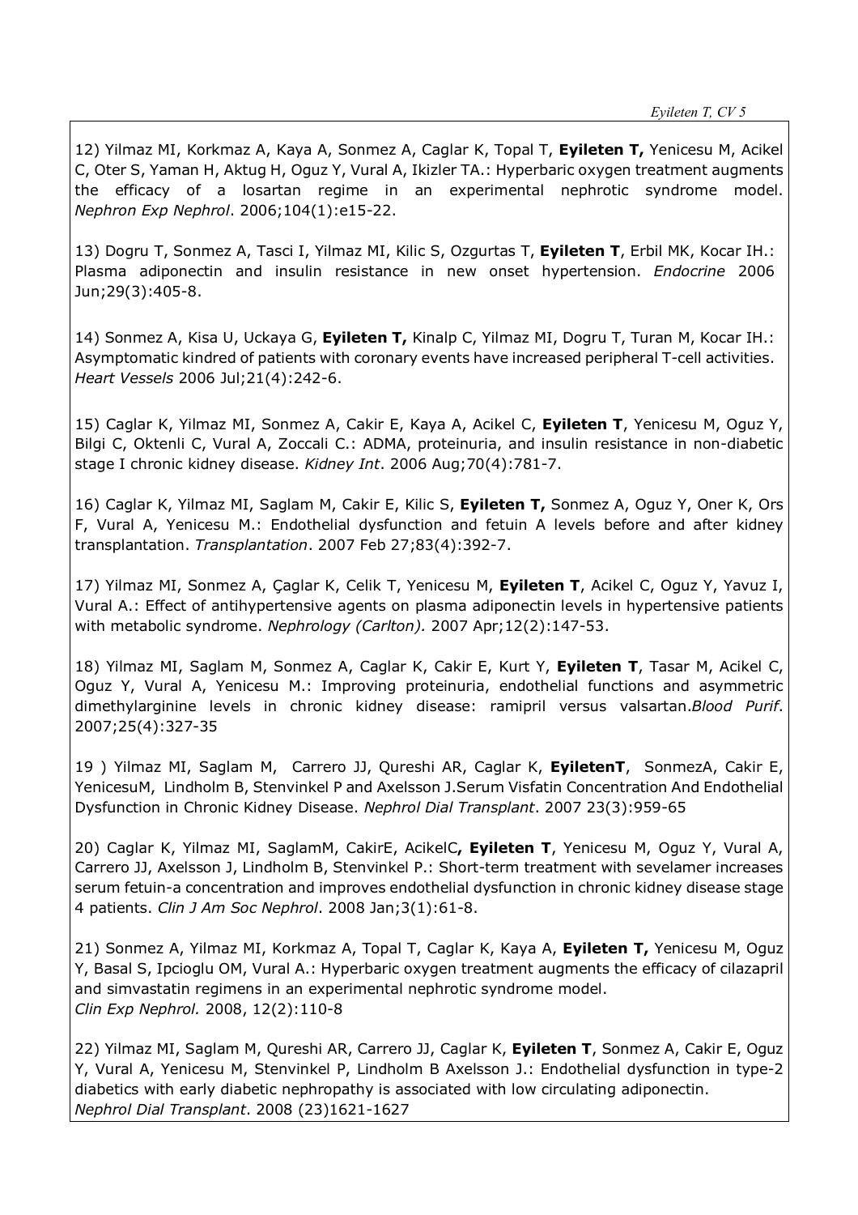12) Yilmaz MI, Korkmaz A, Kaya A, Sonmez A, Caglar K, Topal T, **Eyileten T,** Yenicesu M, Acikel C, Oter S, Yaman H, Aktug H, Oguz Y, Vural A, Ikizler TA.: Hyperbaric oxygen treatment augments the efficacy of a losartan regime in an experimental nephrotic syndrome model. *Nephron Exp Nephrol*. 2006;104(1):e15-22.

13) Dogru T, Sonmez A, Tasci I, Yilmaz MI, Kilic S, Ozgurtas T, **Eyileten T**, Erbil MK, Kocar IH.: Plasma adiponectin and insulin resistance in new onset hypertension. *Endocrine* 2006 Jun;29(3):405-8.

14) Sonmez A, Kisa U, Uckaya G, **Eyileten T,** Kinalp C, Yilmaz MI, Dogru T, Turan M, Kocar IH.: Asymptomatic kindred of patients with coronary events have increased peripheral T-cell activities. *Heart Vessels* 2006 Jul;21(4):242-6.

15) Caglar K, Yilmaz MI, Sonmez A, Cakir E, Kaya A, Acikel C, **Eyileten T**, Yenicesu M, Oguz Y, Bilgi C, Oktenli C, Vural A, Zoccali C.: ADMA, proteinuria, and insulin resistance in non-diabetic stage I chronic kidney disease. *Kidney Int*. 2006 Aug;70(4):781-7.

16) Caglar K, Yilmaz MI, Saglam M, Cakir E, Kilic S, **Eyileten T,** Sonmez A, Oguz Y, Oner K, Ors F, Vural A, Yenicesu M.: Endothelial dysfunction and fetuin A levels before and after kidney transplantation. *Transplantation*. 2007 Feb 27;83(4):392-7.

17) Yilmaz MI, Sonmez A, Çaglar K, Celik T, Yenicesu M, **Eyileten T**, Acikel C, Oguz Y, Yavuz I, Vural A.: Effect of antihypertensive agents on plasma adiponectin levels in hypertensive patients with metabolic syndrome. *Nephrology (Carlton).* 2007 Apr;12(2):147-53.

18) Yilmaz MI, Saglam M, Sonmez A, Caglar K, Cakir E, Kurt Y, **Eyileten T**, Tasar M, Acikel C, Oguz Y, Vural A, Yenicesu M.: Improving proteinuria, endothelial functions and asymmetric dimethylarginine levels in chronic kidney disease: ramipril versus valsartan.*Blood Purif*. 2007;25(4):327-35

19 ) Yilmaz MI, Saglam M, Carrero JJ, Qureshi AR, Caglar K, **EyiletenT**, SonmezA, Cakir E, YenicesuM, Lindholm B, Stenvinkel P and Axelsson J.Serum Visfatin Concentration And Endothelial Dysfunction in Chronic Kidney Disease. *Nephrol Dial Transplant*. 2007 23(3):959-65

20) Caglar K, Yilmaz MI, SaglamM, CakirE, AcikelC**, Eyileten T**, Yenicesu M, Oguz Y, Vural A, Carrero JJ, Axelsson J, Lindholm B, Stenvinkel P.: Short-term treatment with sevelamer increases serum fetuin-a concentration and improves endothelial dysfunction in chronic kidney disease stage 4 patients. *Clin J Am Soc Nephrol*. 2008 Jan;3(1):61-8.

21) Sonmez A, Yilmaz MI, Korkmaz A, Topal T, Caglar K, Kaya A, **Eyileten T,** Yenicesu M, Oguz Y, Basal S, Ipcioglu OM, Vural A.: Hyperbaric oxygen treatment augments the efficacy of cilazapril and simvastatin regimens in an experimental nephrotic syndrome model. *Clin Exp Nephrol.* 2008, 12(2):110-8

22) Yilmaz MI, Saglam M, Qureshi AR, Carrero JJ, Caglar K, **Eyileten T**, Sonmez A, Cakir E, Oguz Y, Vural A, Yenicesu M, Stenvinkel P, Lindholm B Axelsson J.: Endothelial dysfunction in type-2 diabetics with early diabetic nephropathy is associated with low circulating adiponectin. *Nephrol Dial Transplant*. 2008 (23)1621-1627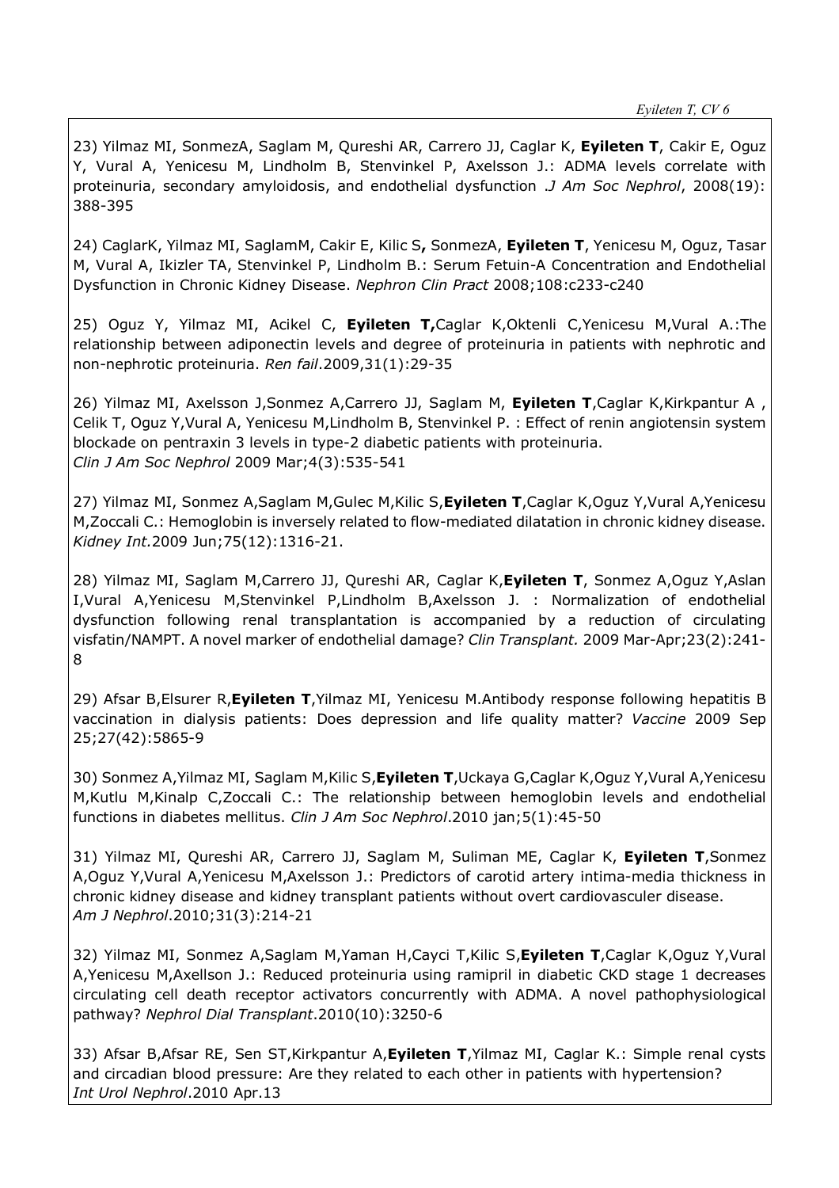23) Yilmaz MI, SonmezA, Saglam M, Qureshi AR, Carrero JJ, Caglar K, **Eyileten T**, Cakir E, Oguz Y, Vural A, Yenicesu M, Lindholm B, Stenvinkel P, Axelsson J.: ADMA levels correlate with proteinuria, secondary amyloidosis, and endothelial dysfunction .*J Am Soc Nephrol*, 2008(19): 388-395

24) CaglarK, Yilmaz MI, SaglamM, Cakir E, Kilic S**,** SonmezA, **Eyileten T**, Yenicesu M, Oguz, Tasar M, Vural A, Ikizler TA, Stenvinkel P, Lindholm B.: Serum Fetuin-A Concentration and Endothelial Dysfunction in Chronic Kidney Disease. *Nephron Clin Pract* 2008;108:c233-c240

25) Oguz Y, Yilmaz MI, Acikel C, **Eyileten T,**Caglar K,Oktenli C,Yenicesu M,Vural A.:The relationship between adiponectin levels and degree of proteinuria in patients with nephrotic and non-nephrotic proteinuria. *Ren fail*.2009,31(1):29-35

26) Yilmaz MI, Axelsson J,Sonmez A,Carrero JJ, Saglam M, **Eyileten T**,Caglar K,Kirkpantur A , Celik T, Oguz Y,Vural A, Yenicesu M,Lindholm B, Stenvinkel P. : Effect of renin angiotensin system blockade on pentraxin 3 levels in type-2 diabetic patients with proteinuria. *Clin J Am Soc Nephrol* 2009 Mar;4(3):535-541

27) Yilmaz MI, Sonmez A,Saglam M,Gulec M,Kilic S,**Eyileten T**,Caglar K,Oguz Y,Vural A,Yenicesu M,Zoccali C.: Hemoglobin is inversely related to flow-mediated dilatation in chronic kidney disease. *Kidney Int.*2009 Jun;75(12):1316-21.

28) Yilmaz MI, Saglam M,Carrero JJ, Qureshi AR, Caglar K,**Eyileten T**, Sonmez A,Oguz Y,Aslan I,Vural A,Yenicesu M,Stenvinkel P,Lindholm B,Axelsson J. : Normalization of endothelial dysfunction following renal transplantation is accompanied by a reduction of circulating visfatin/NAMPT. A novel marker of endothelial damage? *Clin Transplant.* 2009 Mar-Apr;23(2):241-8

29) Afsar B,Elsurer R,**Eyileten T**,Yilmaz MI, Yenicesu M.Antibody response following hepatitis B vaccination in dialysis patients: Does depression and life quality matter? *Vaccine* 2009 Sep 25;27(42):5865-9

30) Sonmez A,Yilmaz MI, Saglam M,Kilic S,**Eyileten T**,Uckaya G,Caglar K,Oguz Y,Vural A,Yenicesu M,Kutlu M,Kinalp C,Zoccali C.: The relationship between hemoglobin levels and endothelial functions in diabetes mellitus. *Clin J Am Soc Nephrol*.2010 jan;5(1):45-50

31) Yilmaz MI, Qureshi AR, Carrero JJ, Saglam M, Suliman ME, Caglar K, **Eyileten T**,Sonmez A,Oguz Y,Vural A,Yenicesu M,Axelsson J.: Predictors of carotid artery intima-media thickness in chronic kidney disease and kidney transplant patients without overt cardiovasculer disease. *Am J Nephrol*.2010;31(3):214-21

32) Yilmaz MI, Sonmez A,Saglam M,Yaman H,Cayci T,Kilic S,**Eyileten T**,Caglar K,Oguz Y,Vural A,Yenicesu M,Axellson J.: Reduced proteinuria using ramipril in diabetic CKD stage 1 decreases circulating cell death receptor activators concurrently with ADMA. A novel pathophysiological pathway? *Nephrol Dial Transplant*.2010(10):3250-6

33) Afsar B,Afsar RE, Sen ST,Kirkpantur A,**Eyileten T**,Yilmaz MI, Caglar K.: Simple renal cysts and circadian blood pressure: Are they related to each other in patients with hypertension? *Int Urol Nephrol*.2010 Apr.13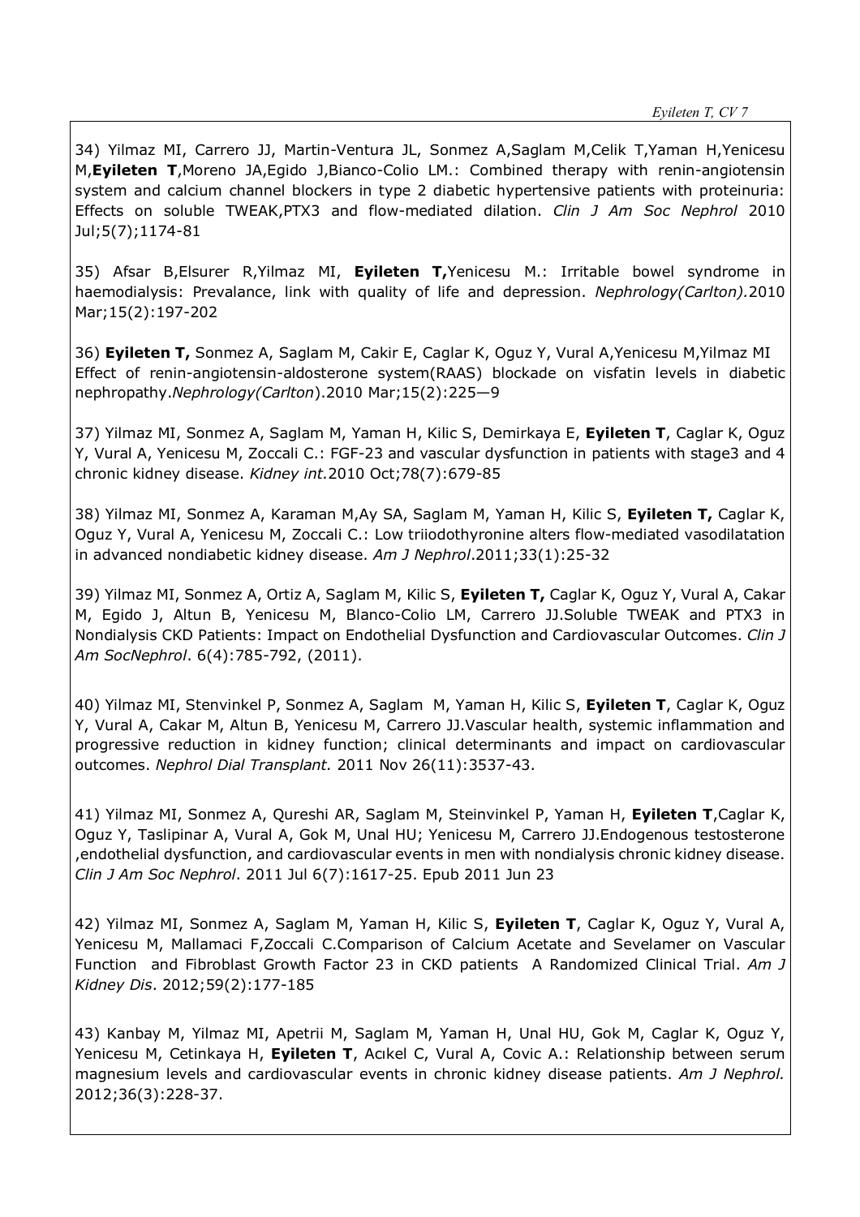34) Yilmaz MI, Carrero JJ, Martin-Ventura JL, Sonmez A,Saglam M,Celik T,Yaman H,Yenicesu M,**Eyileten T**,Moreno JA,Egido J,Bianco-Colio LM.: Combined therapy with renin-angiotensin system and calcium channel blockers in type 2 diabetic hypertensive patients with proteinuria: Effects on soluble TWEAK,PTX3 and flow-mediated dilation. *Clin J Am Soc Nephrol* 2010 Jul;5(7);1174-81

35) Afsar B,Elsurer R,Yilmaz MI, **Eyileten T,**Yenicesu M.: Irritable bowel syndrome in haemodialysis: Prevalance, link with quality of life and depression. *Nephrology(Carlton).*2010 Mar;15(2):197-202

36) **Eyileten T,** Sonmez A, Saglam M, Cakir E, Caglar K, Oguz Y, Vural A,Yenicesu M,Yilmaz MI Effect of renin-angiotensin-aldosterone system(RAAS) blockade on visfatin levels in diabetic nephropathy.*Nephrology(Carlton*).2010 Mar;15(2):225—9

37) Yilmaz MI, Sonmez A, Saglam M, Yaman H, Kilic S, Demirkaya E, **Eyileten T**, Caglar K, Oguz Y, Vural A, Yenicesu M, Zoccali C.: FGF-23 and vascular dysfunction in patients with stage3 and 4 chronic kidney disease. *Kidney int.*2010 Oct;78(7):679-85

38) Yilmaz MI, Sonmez A, Karaman M,Ay SA, Saglam M, Yaman H, Kilic S, **Eyileten T,** Caglar K, Oguz Y, Vural A, Yenicesu M, Zoccali C.: Low triiodothyronine alters flow-mediated vasodilatation in advanced nondiabetic kidney disease. *Am J Nephrol*.2011;33(1):25-32

39) Yilmaz MI, Sonmez A, Ortiz A, Saglam M, Kilic S, **Eyileten T,** Caglar K, Oguz Y, Vural A, Cakar M, Egido J, Altun B, Yenicesu M, Blanco-Colio LM, Carrero JJ.Soluble TWEAK and PTX3 in Nondialysis CKD Patients: Impact on Endothelial Dysfunction and Cardiovascular Outcomes. *Clin J Am SocNephrol*. 6(4):785-792, (2011).

40) Yilmaz MI, Stenvinkel P, Sonmez A, Saglam M, Yaman H, Kilic S, **Eyileten T**, Caglar K, Oguz Y, Vural A, Cakar M, Altun B, Yenicesu M, Carrero JJ.Vascular health, systemic inflammation and progressive reduction in kidney function; clinical determinants and impact on cardiovascular outcomes. *Nephrol Dial Transplant.* 2011 Nov 26(11):3537-43.

41) Yilmaz MI, Sonmez A, Qureshi AR, Saglam M, Steinvinkel P, Yaman H, **Eyileten T**,Caglar K, Oguz Y, Taslipinar A, Vural A, Gok M, Unal HU; Yenicesu M, Carrero JJ.Endogenous testosterone ,endothelial dysfunction, and cardiovascular events in men with nondialysis chronic kidney disease. *Clin J Am Soc Nephrol*. 2011 Jul 6(7):1617-25. Epub 2011 Jun 23

42) Yilmaz MI, Sonmez A, Saglam M, Yaman H, Kilic S, **Eyileten T**, Caglar K, Oguz Y, Vural A, Yenicesu M, Mallamaci F,Zoccali C.Comparison of Calcium Acetate and Sevelamer on Vascular Function and Fibroblast Growth Factor 23 in CKD patients A Randomized Clinical Trial. *Am J Kidney Dis*. 2012;59(2):177-185

43) Kanbay M, Yilmaz MI, Apetrii M, Saglam M, Yaman H, Unal HU, Gok M, Caglar K, Oguz Y, Yenicesu M, Cetinkaya H, **Eyileten T**, Acıkel C, Vural A, Covic A.: Relationship between serum magnesium levels and cardiovascular events in chronic kidney disease patients. *Am J Nephrol.* 2012;36(3):228-37.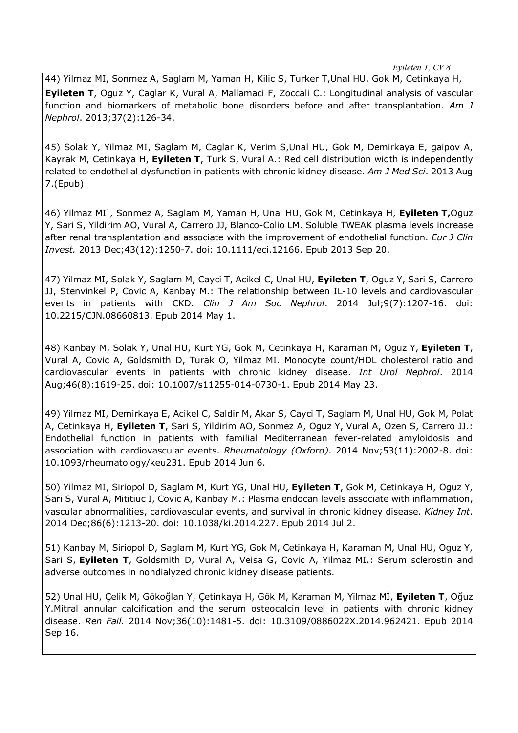44) Yilmaz MI, Sonmez A, Saglam M, Yaman H, Kilic S, Turker T,Unal HU, Gok M, Cetinkaya H, **Eyileten T**, Oguz Y, Caglar K, Vural A, Mallamaci F, Zoccali C.: Longitudinal analysis of vascular function and biomarkers of metabolic bone disorders before and after transplantation. *Am J Nephrol*. 2013;37(2):126-34.

45) Solak Y, Yilmaz MI, Saglam M, Caglar K, Verim S,Unal HU, Gok M, Demirkaya E, gaipov A, Kayrak M, Cetinkaya H, **Eyileten T**, Turk S, Vural A.: Red cell distribution width is independently related to endothelial dysfunction in patients with chronic kidney disease. *Am J Med Sci*. 2013 Aug 7.(Epub)

46) Yilmaz MI[1], Sonmez A, Saglam M, Yaman H, Unal HU, Gok M, Cetinkaya H, **Eyileten T,**Oguz Y, Sari S, Yildirim AO, Vural A, Carrero JJ, Blanco-Colio LM. Soluble TWEAK plasma levels increase after renal transplantation and associate with the improvement of endothelial function. *Eur J Clin Invest.* 2013 Dec;43(12):1250-7. doi: 10.1111/eci.12166. Epub 2013 Sep 20.

47) Yilmaz MI, Solak Y, Saglam M, Cayci T, Acikel C, Unal HU, **Eyileten T**, Oguz Y, Sari S, Carrero JJ, Stenvinkel P, Covic A, Kanbay M.: The relationship between IL-10 levels and cardiovascular events in patients with CKD. *Clin J Am Soc Nephrol*. 2014 Jul;9(7):1207-16. doi: 10.2215/CJN.08660813. Epub 2014 May 1.

48) Kanbay M, Solak Y, Unal HU, Kurt YG, Gok M, Cetinkaya H, Karaman M, Oguz Y, **Eyileten T**, Vural A, Covic A, Goldsmith D, Turak O, Yilmaz MI. Monocyte count/HDL cholesterol ratio and cardiovascular events in patients with chronic kidney disease. *Int Urol Nephrol*. 2014 Aug;46(8):1619-25. doi: 10.1007/s11255-014-0730-1. Epub 2014 May 23.

49) Yilmaz MI, Demirkaya E, Acikel C, Saldir M, Akar S, Cayci T, Saglam M, Unal HU, Gok M, Polat A, Cetinkaya H, **Eyileten T**, Sari S, Yildirim AO, Sonmez A, Oguz Y, Vural A, Ozen S, Carrero JJ.: Endothelial function in patients with familial Mediterranean fever-related amyloidosis and association with cardiovascular events. *Rheumatology (Oxford)*. 2014 Nov;53(11):2002-8. doi: 10.1093/rheumatology/keu231. Epub 2014 Jun 6.

50) Yilmaz MI, Siriopol D, Saglam M, Kurt YG, Unal HU, **Eyileten T**, Gok M, Cetinkaya H, Oguz Y, Sari S, Vural A, Mititiuc I, Covic A, Kanbay M.: Plasma endocan levels associate with inflammation, vascular abnormalities, cardiovascular events, and survival in chronic kidney disease. *Kidney Int*. 2014 Dec;86(6):1213-20. doi: 10.1038/ki.2014.227. Epub 2014 Jul 2.

51) Kanbay M, Siriopol D, Saglam M, Kurt YG, Gok M, Cetinkaya H, Karaman M, Unal HU, Oguz Y, Sari S, **Eyileten T**, Goldsmith D, Vural A, Veisa G, Covic A, Yilmaz MI.: Serum sclerostin and adverse outcomes in nondialyzed chronic kidney disease patients.

52) Unal HU, Çelik M, Gökoğlan Y, Çetinkaya H, Gök M, Karaman M, Yilmaz Mİ, **Eyileten T**, Oğuz Y.Mitral annular calcification and the serum osteocalcin level in patients with chronic kidney disease. *Ren Fail.* 2014 Nov;36(10):1481-5. doi: 10.3109/0886022X.2014.962421. Epub 2014 Sep 16.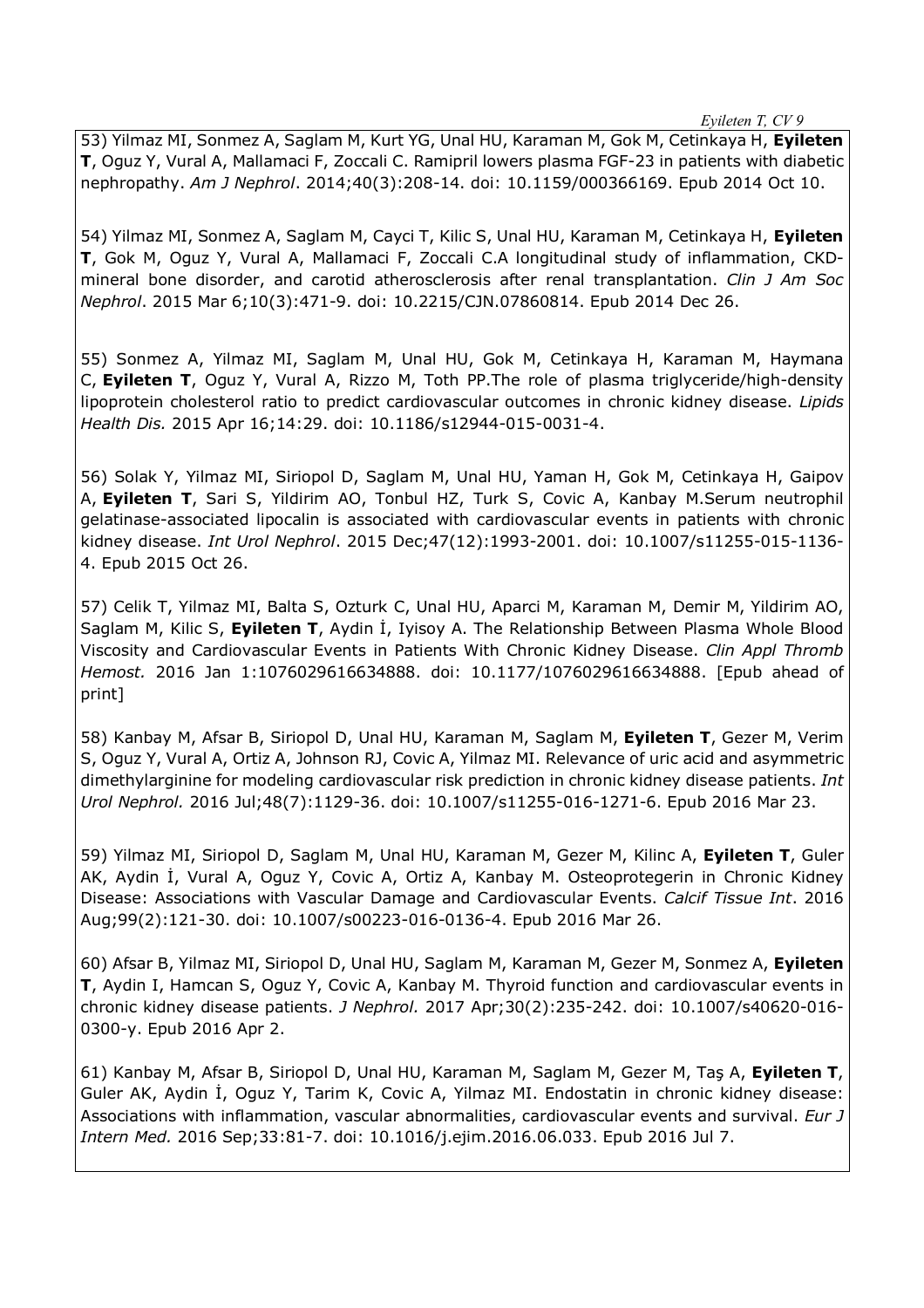53) Yilmaz MI, Sonmez A, Saglam M, Kurt YG, Unal HU, Karaman M, Gok M, Cetinkaya H, **Eyileten T**, Oguz Y, Vural A, Mallamaci F, Zoccali C. Ramipril lowers plasma FGF-23 in patients with diabetic nephropathy. *Am J Nephrol*. 2014;40(3):208-14. doi: 10.1159/000366169. Epub 2014 Oct 10.

54) Yilmaz MI, Sonmez A, Saglam M, Cayci T, Kilic S, Unal HU, Karaman M, Cetinkaya H, **Eyileten T**, Gok M, Oguz Y, Vural A, Mallamaci F, Zoccali C.A longitudinal study of inflammation, CKD-mineral bone disorder, and carotid atherosclerosis after renal transplantation. *Clin J Am Soc Nephrol*. 2015 Mar 6;10(3):471-9. doi: 10.2215/CJN.07860814. Epub 2014 Dec 26.

55) Sonmez A, Yilmaz MI, Saglam M, Unal HU, Gok M, Cetinkaya H, Karaman M, Haymana C, **Eyileten T**, Oguz Y, Vural A, Rizzo M, Toth PP.The role of plasma triglyceride/high-density lipoprotein cholesterol ratio to predict cardiovascular outcomes in chronic kidney disease. *Lipids Health Dis.* 2015 Apr 16;14:29. doi: 10.1186/s12944-015-0031-4.

56) Solak Y, Yilmaz MI, Siriopol D, Saglam M, Unal HU, Yaman H, Gok M, Cetinkaya H, Gaipov A, **Eyileten T**, Sari S, Yildirim AO, Tonbul HZ, Turk S, Covic A, Kanbay M.Serum neutrophil gelatinase-associated lipocalin is associated with cardiovascular events in patients with chronic kidney disease. *Int Urol Nephrol*. 2015 Dec;47(12):1993-2001. doi: 10.1007/s11255-015-1136-4. Epub 2015 Oct 26.

57) Celik T, Yilmaz MI, Balta S, Ozturk C, Unal HU, Aparci M, Karaman M, Demir M, Yildirim AO, Saglam M, Kilic S, **Eyileten T**, Aydin İ, Iyisoy A. The Relationship Between Plasma Whole Blood Viscosity and Cardiovascular Events in Patients With Chronic Kidney Disease. *Clin Appl Thromb Hemost.* 2016 Jan 1:1076029616634888. doi: 10.1177/1076029616634888. [Epub ahead of print]

58) Kanbay M, Afsar B, Siriopol D, Unal HU, Karaman M, Saglam M, **Eyileten T**, Gezer M, Verim S, Oguz Y, Vural A, Ortiz A, Johnson RJ, Covic A, Yilmaz MI. Relevance of uric acid and asymmetric dimethylarginine for modeling cardiovascular risk prediction in chronic kidney disease patients. *Int Urol Nephrol.* 2016 Jul;48(7):1129-36. doi: 10.1007/s11255-016-1271-6. Epub 2016 Mar 23.

59) Yilmaz MI, Siriopol D, Saglam M, Unal HU, Karaman M, Gezer M, Kilinc A, **Eyileten T**, Guler AK, Aydin İ, Vural A, Oguz Y, Covic A, Ortiz A, Kanbay M. Osteoprotegerin in Chronic Kidney Disease: Associations with Vascular Damage and Cardiovascular Events. *Calcif Tissue Int*. 2016 Aug;99(2):121-30. doi: 10.1007/s00223-016-0136-4. Epub 2016 Mar 26.

60) Afsar B, Yilmaz MI, Siriopol D, Unal HU, Saglam M, Karaman M, Gezer M, Sonmez A, **Eyileten T**, Aydin I, Hamcan S, Oguz Y, Covic A, Kanbay M. Thyroid function and cardiovascular events in chronic kidney disease patients. *J Nephrol.* 2017 Apr;30(2):235-242. doi: 10.1007/s40620-016-0300-y. Epub 2016 Apr 2.

61) Kanbay M, Afsar B, Siriopol D, Unal HU, Karaman M, Saglam M, Gezer M, Taş A, **Eyileten T**, Guler AK, Aydin İ, Oguz Y, Tarim K, Covic A, Yilmaz MI. Endostatin in chronic kidney disease: Associations with inflammation, vascular abnormalities, cardiovascular events and survival. *Eur J Intern Med.* 2016 Sep;33:81-7. doi: 10.1016/j.ejim.2016.06.033. Epub 2016 Jul 7.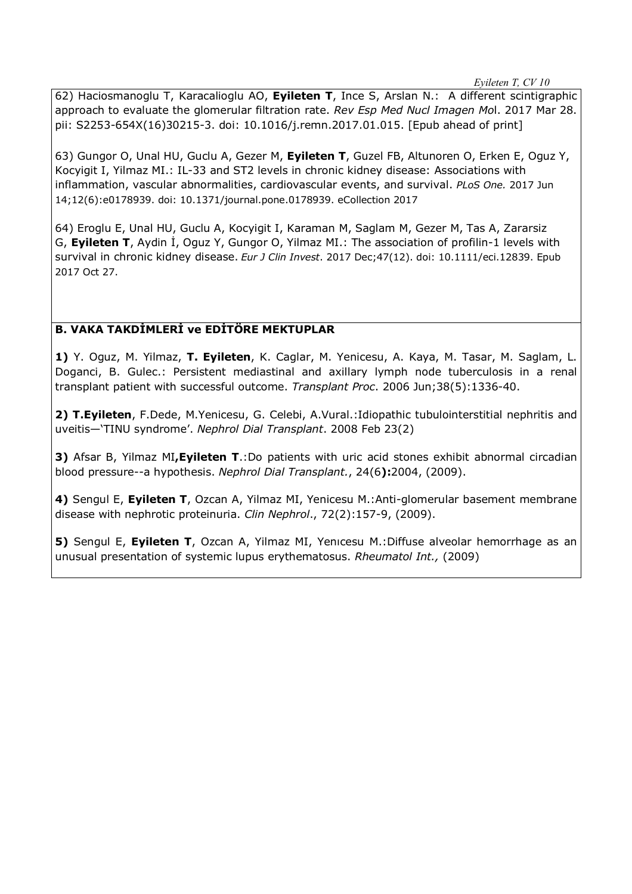62) Haciosmanoglu T, Karacalioglu AO, **Eyileten T**, Ince S, Arslan N.: A different scintigraphic approach to evaluate the glomerular filtration rate. *Rev Esp Med Nucl Imagen Mo*l. 2017 Mar 28. pii: S2253-654X(16)30215-3. doi: 10.1016/j.remn.2017.01.015. [Epub ahead of print]

63) Gungor O, Unal HU, Guclu A, Gezer M, **Eyileten T**, Guzel FB, Altunoren O, Erken E, Oguz Y, Kocyigit I, Yilmaz MI.: IL-33 and ST2 levels in chronic kidney disease: Associations with inflammation, vascular abnormalities, cardiovascular events, and survival. *PLoS One.* 2017 Jun 14;12(6):e0178939. doi: 10.1371/journal.pone.0178939. eCollection 2017

64) Eroglu E, Unal HU, Guclu A, Kocyigit I, Karaman M, Saglam M, Gezer M, Tas A, Zararsiz G, **Eyileten T**, Aydin İ, Oguz Y, Gungor O, Yilmaz MI.: The association of profilin-1 levels with survival in chronic kidney disease. *Eur J Clin Invest*. 2017 Dec;47(12). doi: 10.1111/eci.12839. Epub 2017 Oct 27.

## B. VAKA TAKDİMLERİ ve EDİTÖRE MEKTUPLAR

**1)** Y. Oguz, M. Yilmaz, **T. Eyileten**, K. Caglar, M. Yenicesu, A. Kaya, M. Tasar, M. Saglam, L. Doganci, B. Gulec.: Persistent mediastinal and axillary lymph node tuberculosis in a renal transplant patient with successful outcome. *Transplant Proc*. 2006 Jun;38(5):1336-40.

**2) T.Eyileten**, F.Dede, M.Yenicesu, G. Celebi, A.Vural.:Idiopathic tubulointerstitial nephritis and uveitis—'TINU syndrome'. *Nephrol Dial Transplant*. 2008 Feb 23(2)

**3)** Afsar B, Yilmaz MI**,Eyileten T**.:Do patients with uric acid stones exhibit abnormal circadian blood pressure--a hypothesis. *Nephrol Dial Transplant.*, 24(6**):**2004, (2009).

**4)** Sengul E, **Eyileten T**, Ozcan A, Yilmaz MI, Yenicesu M.:Anti-glomerular basement membrane disease with nephrotic proteinuria. *Clin Nephrol*., 72(2):157-9, (2009).

**5)** Sengul E, **Eyileten T**, Ozcan A, Yilmaz MI, Yenıcesu M.:Diffuse alveolar hemorrhage as an unusual presentation of systemic lupus erythematosus. *Rheumatol Int.,* (2009)